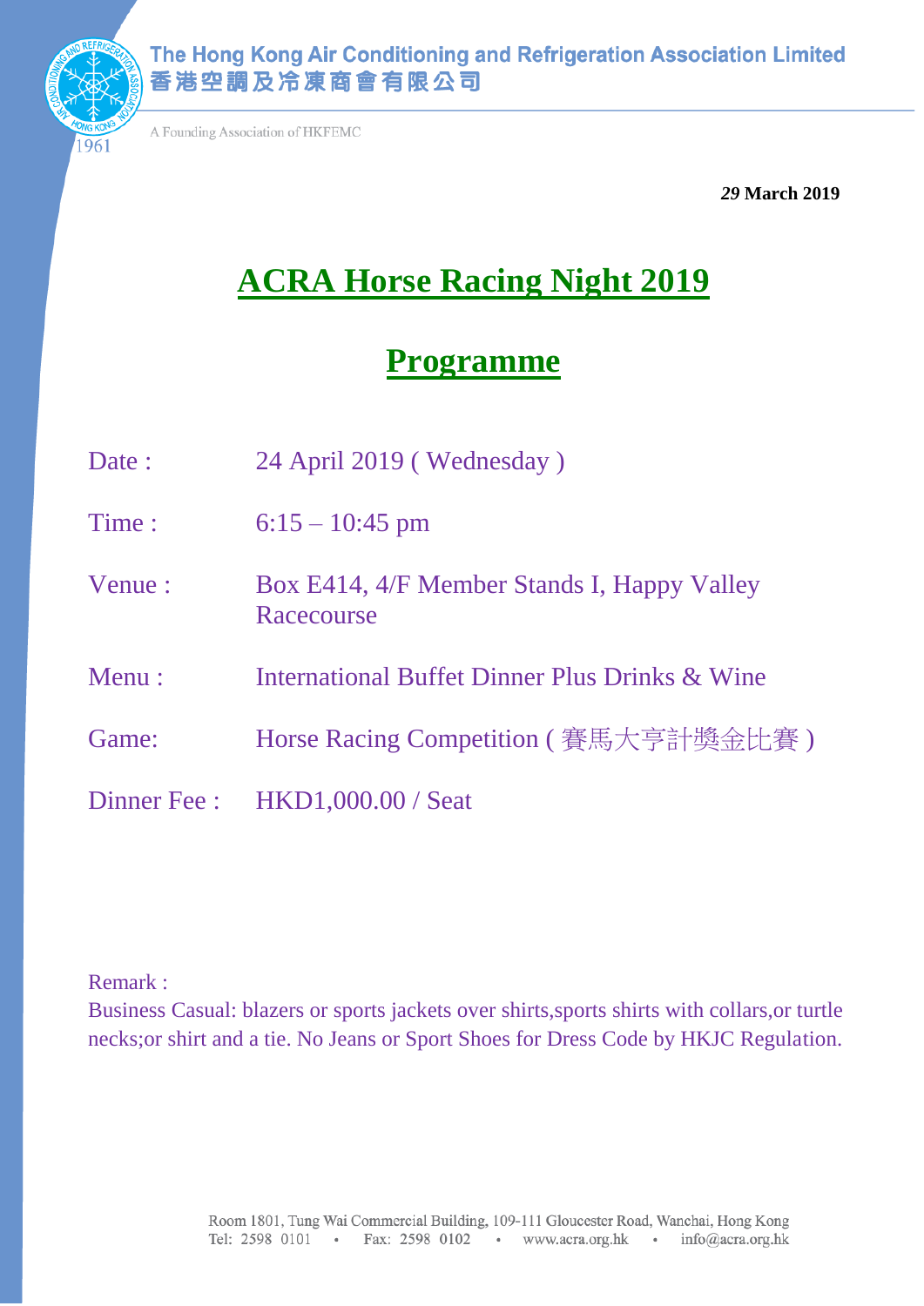**The Hong Kong Air Conditioning and Refrigeration Association Limited**
**香港空調及冷凍商會有限公司**

A Founding Association of HKFEMC

**29 March 2019**

# ACRA Horse Racing Night 2019

## Programme

| | |
|---|---|
| Date : | 24 April 2019 ( Wednesday ) |
| Time : | 6:15 – 10:45 pm |
| Venue : | Box E414, 4/F Member Stands I, Happy Valley Racecourse |
| Menu : | International Buffet Dinner Plus Drinks & Wine |
| Game: | Horse Racing Competition ( 賽馬大亨計獎金比賽 ) |
| Dinner Fee : | HKD1,000.00 / Seat |

Remark :
Business Casual: blazers or sports jackets over shirts,sports shirts with collars,or turtle necks;or shirt and a tie. No Jeans or Sport Shoes for Dress Code by HKJC Regulation.

Room 1801, Tung Wai Commercial Building, 109-111 Gloucester Road, Wanchai, Hong Kong
Tel: 2598 0101 • Fax: 2598 0102 • www.acra.org.hk • info@acra.org.hk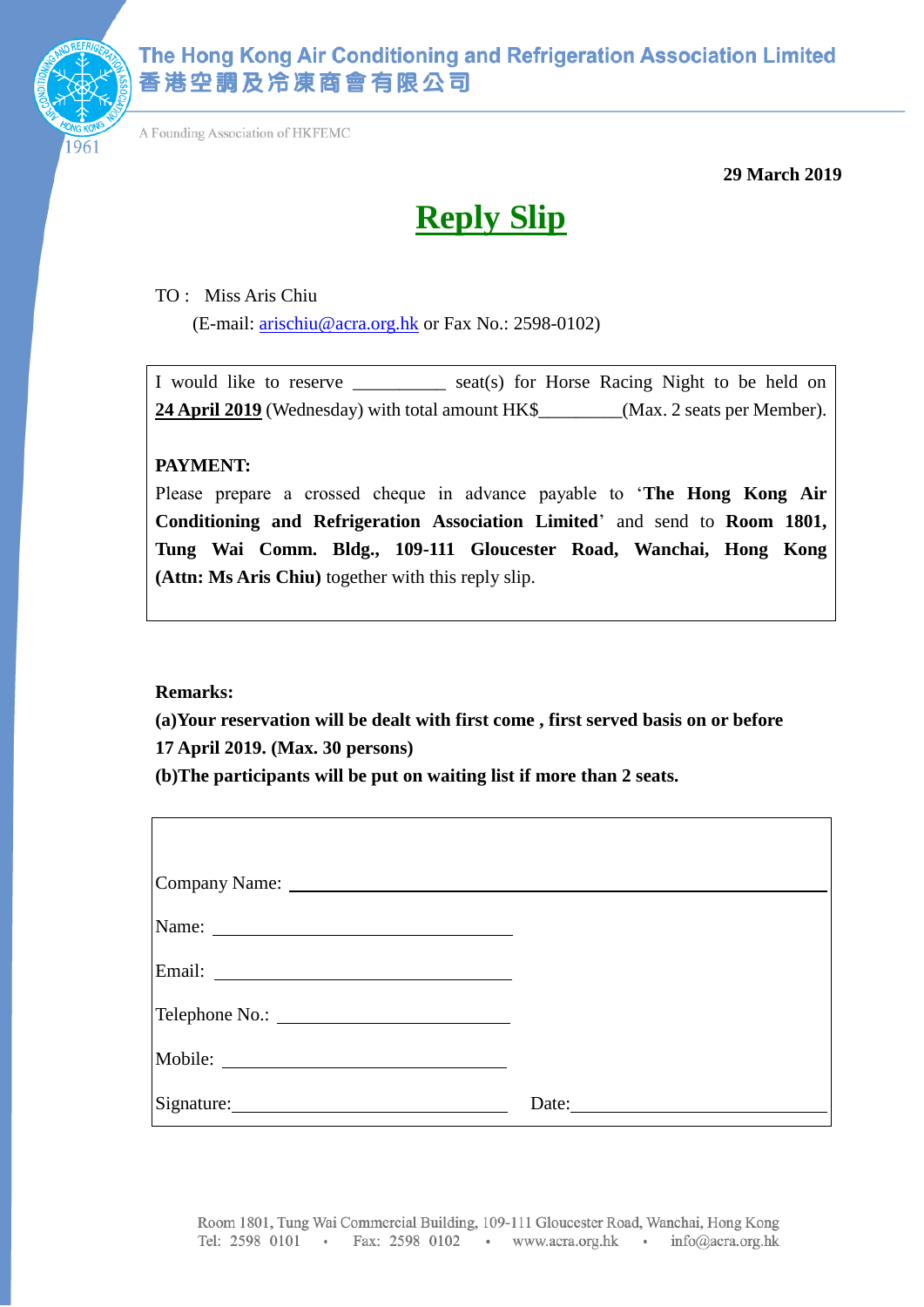The Hong Kong Air Conditioning and Refrigeration Association Limited
香港空調及冷凍商會有限公司

A Founding Association of HKFEMC

**29 March 2019**

# Reply Slip

TO : Miss Aris Chiu
(E-mail: arischiu@acra.org.hk or Fax No.: 2598-0102)

I would like to reserve __________ seat(s) for Horse Racing Night to be held on **24 April 2019** (Wednesday) with total amount HK$_________(Max. 2 seats per Member).

**PAYMENT:**
Please prepare a crossed cheque in advance payable to '**The Hong Kong Air Conditioning and Refrigeration Association Limited**' and send to **Room 1801, Tung Wai Comm. Bldg., 109-111 Gloucester Road, Wanchai, Hong Kong (Attn: Ms Aris Chiu)** together with this reply slip.

**Remarks:**
**(a)Your reservation will be dealt with first come , first served basis on or before 17 April 2019. (Max. 30 persons)**
**(b)The participants will be put on waiting list if more than 2 seats.**

Company Name: ______________________________

Name: ______________________

Email: ______________________

Telephone No.: ______________________

Mobile: ______________________

Signature:______________________ Date:______________________

Room 1801, Tung Wai Commercial Building, 109-111 Gloucester Road, Wanchai, Hong Kong
Tel: 2598 0101 • Fax: 2598 0102 • www.acra.org.hk • info@acra.org.hk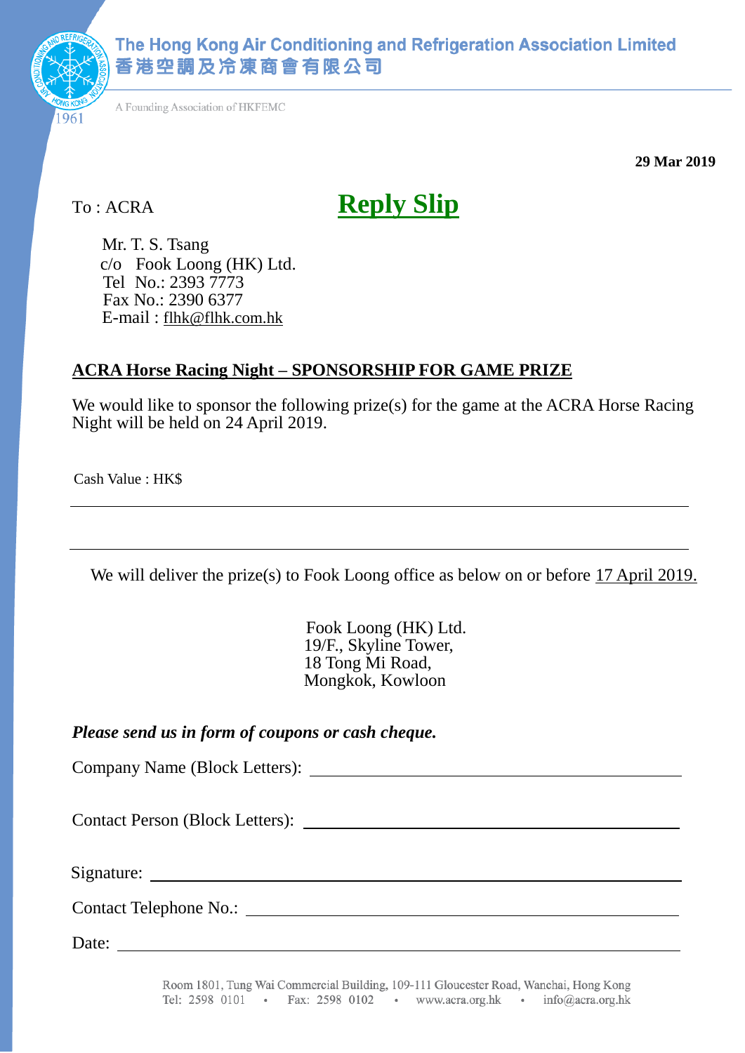The Hong Kong Air Conditioning and Refrigeration Association Limited
香港空調及冷凍商會有限公司

A Founding Association of HKFEMC

1961

**29 Mar 2019**

To : ACRA

# Reply Slip

Mr. T. S. Tsang
c/o Fook Loong (HK) Ltd.
Tel No.: 2393 7773
Fax No.: 2390 6377
E-mail : flhk@flhk.com.hk

## ACRA Horse Racing Night – SPONSORSHIP FOR GAME PRIZE

We would like to sponsor the following prize(s) for the game at the ACRA Horse Racing Night will be held on 24 April 2019.

Cash Value : HK$

______________________________________________

______________________________________________

We will deliver the prize(s) to Fook Loong office as below on or before 17 April 2019.

Fook Loong (HK) Ltd.
19/F., Skyline Tower,
18 Tong Mi Road,
Mongkok, Kowloon

***Please send us in form of coupons or cash cheque.***

Company Name (Block Letters): ______________________

Contact Person (Block Letters): ______________________

Signature: ______________________

Contact Telephone No.: ______________________

Date: ______________________

Room 1801, Tung Wai Commercial Building, 109-111 Gloucester Road, Wanchai, Hong Kong
Tel: 2598 0101 • Fax: 2598 0102 • www.acra.org.hk • info@acra.org.hk